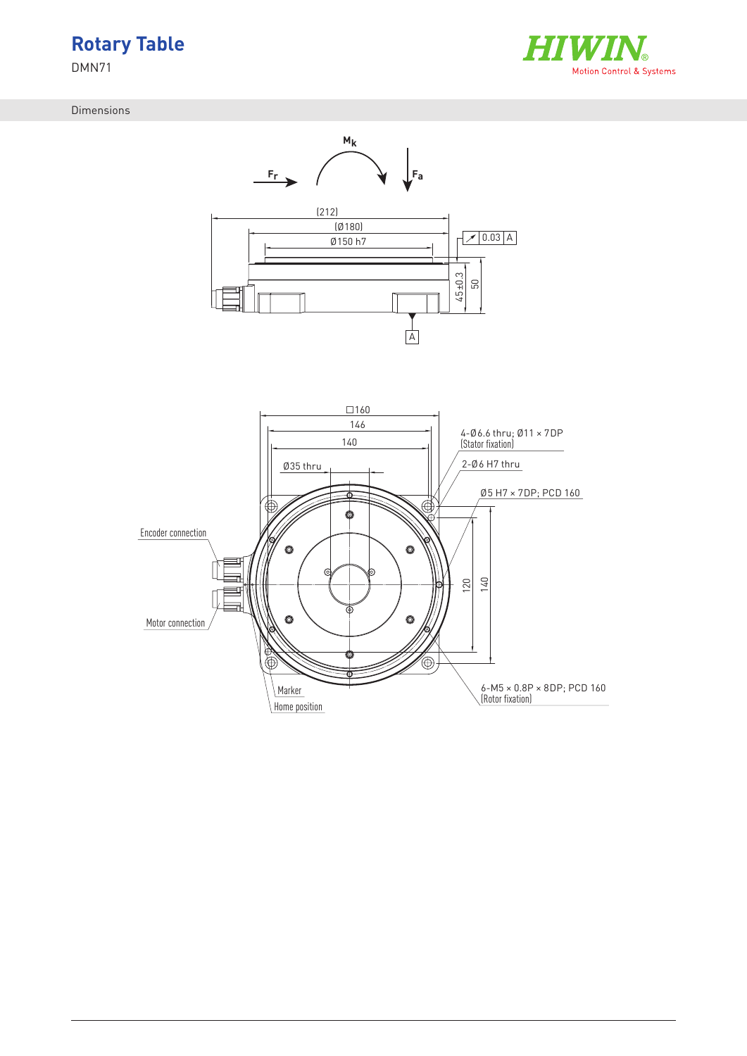# Rotary Table

DMN71

## Dimensions

$M_K$

$F_r$

$F_a$

(212)

(Ø180)

Ø150 h7

0.03 A

45±0.3

50

A

□160

146

140

Ø35 thru

4-Ø6.6 thru; Ø11 × 7DP (Stator fixation)

2-Ø6 H7 thru

Ø5 H7 × 7DP; PCD 160

Encoder connection

Motor connection

120

140

Marker

Home position

6-M5 × 0.8P × 8DP; PCD 160 (Rotor fixation)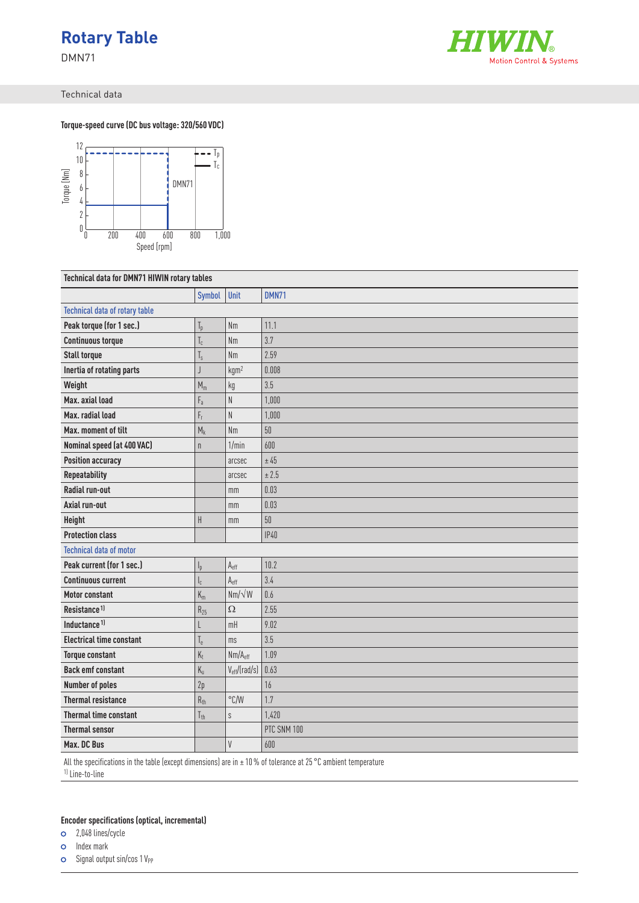# Rotary Table

DMN71

HIWIN Motion Control & Systems

Technical data

**Torque-speed curve (DC bus voltage: 320/560 VDC)**

Torque [Nm]

12
10
8
6
4
2
0

0 200 400 600 800 1,000

Speed [rpm]

DMN71

$T_p$

$T_c$

| Technical data for DMN71 HIWIN rotary tables | | | |
|---|---|---|---|
| | Symbol | Unit | DMN71 |
| Technical data of rotary table | | | |
| **Peak torque (for 1 sec.)** | $T_p$ | Nm | 11.1 |
| **Continuous torque** | $T_c$ | Nm | 3.7 |
| **Stall torque** | $T_s$ | Nm | 2.59 |
| **Inertia of rotating parts** | J | $kgm^2$ | 0.008 |
| **Weight** | $M_m$ | kg | 3.5 |
| **Max. axial load** | $F_a$ | N | 1,000 |
| **Max. radial load** | $F_r$ | N | 1,000 |
| **Max. moment of tilt** | $M_k$ | Nm | 50 |
| **Nominal speed (at 400 VAC)** | n | 1/min | 600 |
| **Position accuracy** | | arcsec | ± 45 |
| **Repeatability** | | arcsec | ± 2.5 |
| **Radial run-out** | | mm | 0.03 |
| **Axial run-out** | | mm | 0.03 |
| **Height** | H | mm | 50 |
| **Protection class** | | | IP40 |
| Technical data of motor | | | |
| **Peak current (for 1 sec.)** | $I_p$ | $A_{eff}$ | 10.2 |
| **Continuous current** | $I_c$ | $A_{eff}$ | 3.4 |
| **Motor constant** | $K_m$ | $Nm/\sqrt{W}$ | 0.6 |
| **Resistance** [1] | $R_{25}$ | Ω | 2.55 |
| **Inductance** [1] | L | mH | 9.02 |
| **Electrical time constant** | $T_e$ | ms | 3.5 |
| **Torque constant** | $K_t$ | $Nm/A_{eff}$ | 1.09 |
| **Back emf constant** | $K_u$ | $V_{eff}/(rad/s)$ | 0.63 |
| **Number of poles** | 2p | | 16 |
| **Thermal resistance** | $R_{th}$ | °C/W | 1.7 |
| **Thermal time constant** | $T_{th}$ | s | 1,420 |
| **Thermal sensor** | | | PTC SNM 100 |
| **Max. DC Bus** | | V | 600 |

All the specifications in the table (except dimensions) are in ± 10 % of tolerance at 25 °C ambient temperature

[1] Line-to-line

**Encoder specifications (optical, incremental)**

- 2,048 lines/cycle
- Index mark
- Signal output sin/cos 1 $V_{PP}$